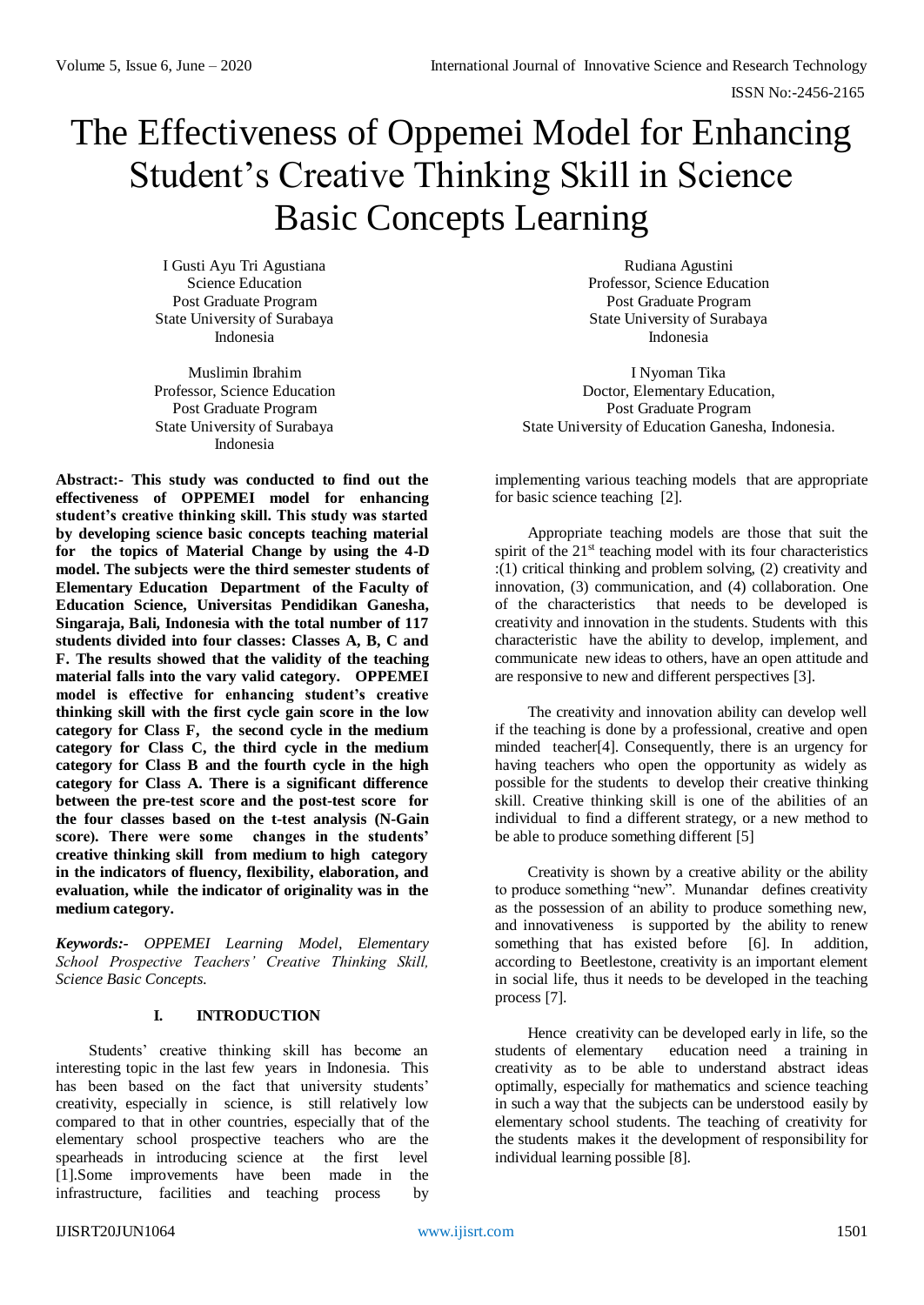# The Effectiveness of Oppemei Model for Enhancing Student's Creative Thinking Skill in Science Basic Concepts Learning

I Gusti Ayu Tri Agustiana
Science Education
Post Graduate Program
State University of Surabaya
Indonesia

Rudiana Agustini
Professor, Science Education
Post Graduate Program
State University of Surabaya
Indonesia

Muslimin Ibrahim
Professor, Science Education
Post Graduate Program
State University of Surabaya
Indonesia

I Nyoman Tika
Doctor, Elementary Education,
Post Graduate Program
State University of Education Ganesha, Indonesia.

**Abstract:- This study was conducted to find out the effectiveness of OPPEMEI model for enhancing student's creative thinking skill. This study was started by developing science basic concepts teaching material for the topics of Material Change by using the 4-D model. The subjects were the third semester students of Elementary Education Department of the Faculty of Education Science, Universitas Pendidikan Ganesha, Singaraja, Bali, Indonesia with the total number of 117 students divided into four classes: Classes A, B, C and F. The results showed that the validity of the teaching material falls into the vary valid category. OPPEMEI model is effective for enhancing student's creative thinking skill with the first cycle gain score in the low category for Class F, the second cycle in the medium category for Class C, the third cycle in the medium category for Class B and the fourth cycle in the high category for Class A. There is a significant difference between the pre-test score and the post-test score for the four classes based on the t-test analysis (N-Gain score). There were some changes in the students' creative thinking skill from medium to high category in the indicators of fluency, flexibility, elaboration, and evaluation, while the indicator of originality was in the medium category.**

***Keywords:-*** *OPPEMEI Learning Model, Elementary School Prospective Teachers' Creative Thinking Skill, Science Basic Concepts.*

## I. INTRODUCTION

Students' creative thinking skill has become an interesting topic in the last few years in Indonesia. This has been based on the fact that university students' creativity, especially in science, is still relatively low compared to that in other countries, especially that of the elementary school prospective teachers who are the spearheads in introducing science at the first level [1].Some improvements have been made in the infrastructure, facilities and teaching process by implementing various teaching models that are appropriate for basic science teaching [2].

Appropriate teaching models are those that suit the spirit of the 21st teaching model with its four characteristics :(1) critical thinking and problem solving, (2) creativity and innovation, (3) communication, and (4) collaboration. One of the characteristics that needs to be developed is creativity and innovation in the students. Students with this characteristic have the ability to develop, implement, and communicate new ideas to others, have an open attitude and are responsive to new and different perspectives [3].

The creativity and innovation ability can develop well if the teaching is done by a professional, creative and open minded teacher[4]. Consequently, there is an urgency for having teachers who open the opportunity as widely as possible for the students to develop their creative thinking skill. Creative thinking skill is one of the abilities of an individual to find a different strategy, or a new method to be able to produce something different [5]

Creativity is shown by a creative ability or the ability to produce something "new". Munandar defines creativity as the possession of an ability to produce something new, and innovativeness is supported by the ability to renew something that has existed before [6]. In addition, according to Beetlestone, creativity is an important element in social life, thus it needs to be developed in the teaching process [7].

Hence creativity can be developed early in life, so the students of elementary education need a training in creativity as to be able to understand abstract ideas optimally, especially for mathematics and science teaching in such a way that the subjects can be understood easily by elementary school students. The teaching of creativity for the students makes it the development of responsibility for individual learning possible [8].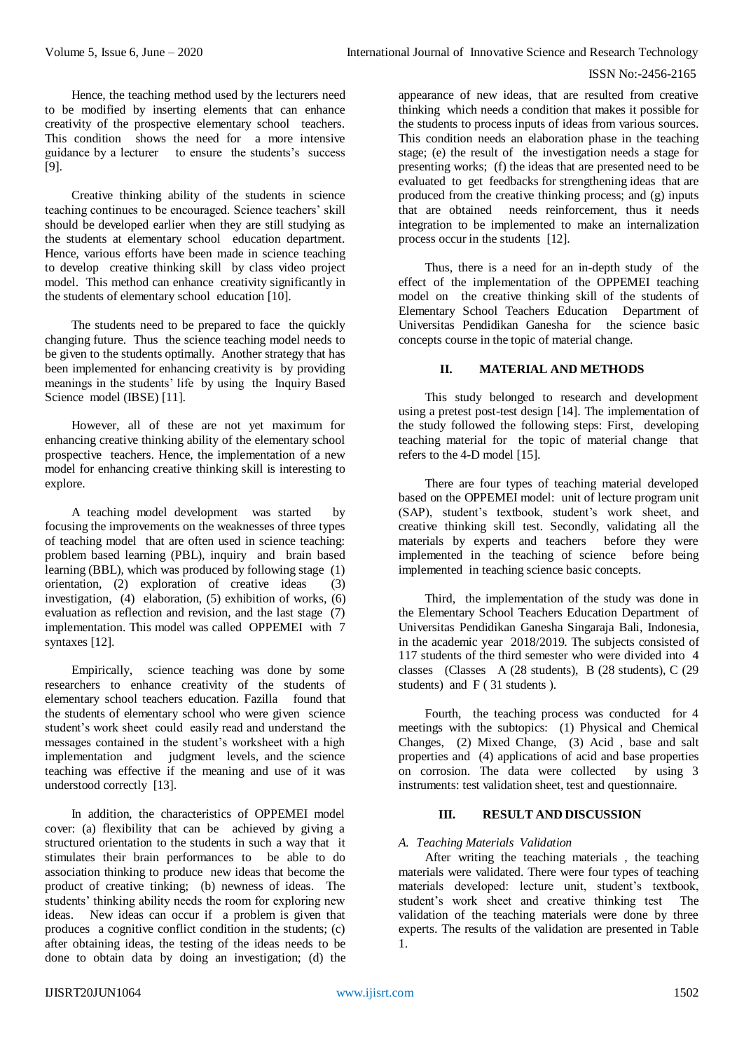Hence, the teaching method used by the lecturers need to be modified by inserting elements that can enhance creativity of the prospective elementary school teachers. This condition shows the need for a more intensive guidance by a lecturer to ensure the students's success [9].

Creative thinking ability of the students in science teaching continues to be encouraged. Science teachers' skill should be developed earlier when they are still studying as the students at elementary school education department. Hence, various efforts have been made in science teaching to develop creative thinking skill by class video project model. This method can enhance creativity significantly in the students of elementary school education [10].

The students need to be prepared to face the quickly changing future. Thus the science teaching model needs to be given to the students optimally. Another strategy that has been implemented for enhancing creativity is by providing meanings in the students' life by using the Inquiry Based Science model (IBSE) [11].

However, all of these are not yet maximum for enhancing creative thinking ability of the elementary school prospective teachers. Hence, the implementation of a new model for enhancing creative thinking skill is interesting to explore.

A teaching model development was started by focusing the improvements on the weaknesses of three types of teaching model that are often used in science teaching: problem based learning (PBL), inquiry and brain based learning (BBL), which was produced by following stage (1) orientation, (2) exploration of creative ideas (3) investigation, (4) elaboration, (5) exhibition of works, (6) evaluation as reflection and revision, and the last stage (7) implementation. This model was called OPPEMEI with 7 syntaxes [12].

Empirically, science teaching was done by some researchers to enhance creativity of the students of elementary school teachers education. Fazilla found that the students of elementary school who were given science student's work sheet could easily read and understand the messages contained in the student's worksheet with a high implementation and judgment levels, and the science teaching was effective if the meaning and use of it was understood correctly [13].

In addition, the characteristics of OPPEMEI model cover: (a) flexibility that can be achieved by giving a structured orientation to the students in such a way that it stimulates their brain performances to be able to do association thinking to produce new ideas that become the product of creative tinking; (b) newness of ideas. The students' thinking ability needs the room for exploring new ideas. New ideas can occur if a problem is given that produces a cognitive conflict condition in the students; (c) after obtaining ideas, the testing of the ideas needs to be done to obtain data by doing an investigation; (d) the appearance of new ideas, that are resulted from creative thinking which needs a condition that makes it possible for the students to process inputs of ideas from various sources. This condition needs an elaboration phase in the teaching stage; (e) the result of the investigation needs a stage for presenting works; (f) the ideas that are presented need to be evaluated to get feedbacks for strengthening ideas that are produced from the creative thinking process; and (g) inputs that are obtained needs reinforcement, thus it needs integration to be implemented to make an internalization process occur in the students [12].

Thus, there is a need for an in-depth study of the effect of the implementation of the OPPEMEI teaching model on the creative thinking skill of the students of Elementary School Teachers Education Department of Universitas Pendidikan Ganesha for the science basic concepts course in the topic of material change.

## II. MATERIAL AND METHODS

This study belonged to research and development using a pretest post-test design [14]. The implementation of the study followed the following steps: First, developing teaching material for the topic of material change that refers to the 4-D model [15].

There are four types of teaching material developed based on the OPPEMEI model: unit of lecture program unit (SAP), student's textbook, student's work sheet, and creative thinking skill test. Secondly, validating all the materials by experts and teachers before they were implemented in the teaching of science before being implemented in teaching science basic concepts.

Third, the implementation of the study was done in the Elementary School Teachers Education Department of Universitas Pendidikan Ganesha Singaraja Bali, Indonesia, in the academic year 2018/2019. The subjects consisted of 117 students of the third semester who were divided into 4 classes (Classes A (28 students), B (28 students), C (29 students) and F ( 31 students ).

Fourth, the teaching process was conducted for 4 meetings with the subtopics: (1) Physical and Chemical Changes, (2) Mixed Change, (3) Acid , base and salt properties and (4) applications of acid and base properties on corrosion. The data were collected by using 3 instruments: test validation sheet, test and questionnaire.

## III. RESULT AND DISCUSSION

### *A. Teaching Materials Validation*

After writing the teaching materials , the teaching materials were validated. There were four types of teaching materials developed: lecture unit, student's textbook, student's work sheet and creative thinking test The validation of the teaching materials were done by three experts. The results of the validation are presented in Table 1.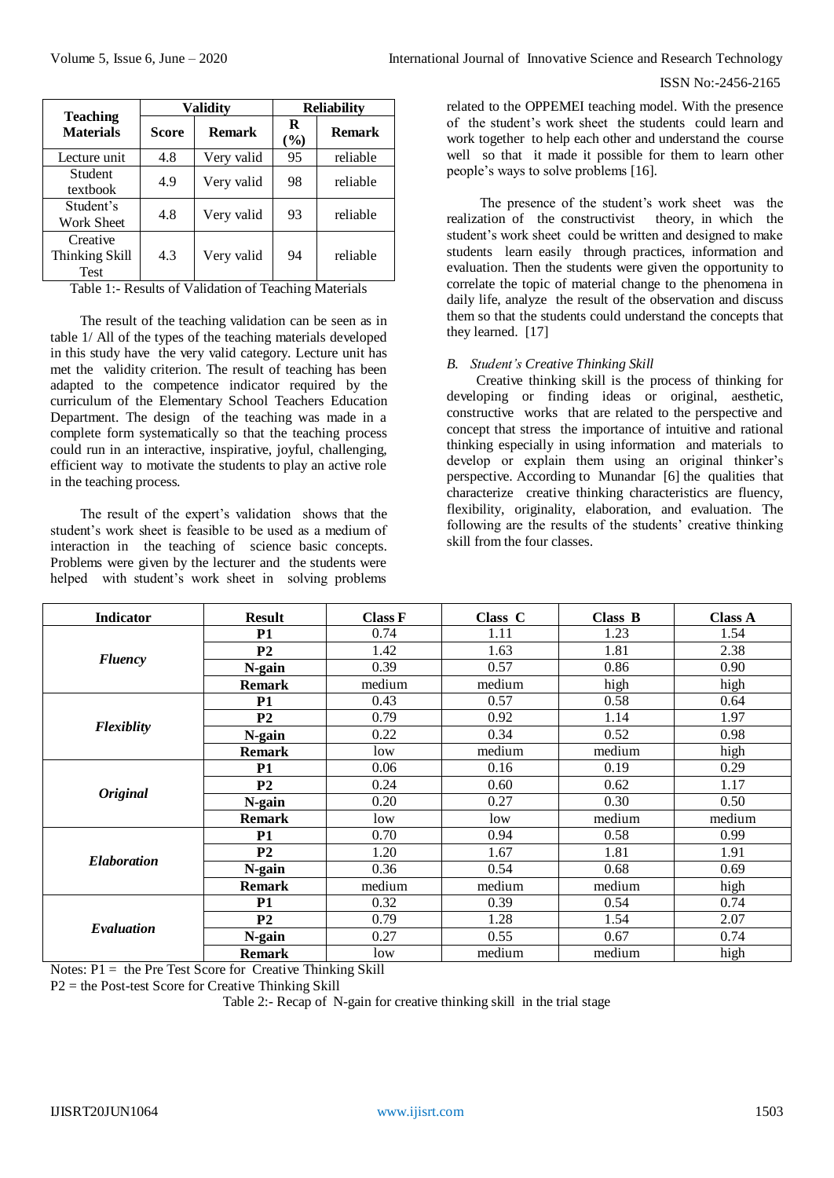| Teaching Materials | Validity | | Reliability | |
|---|---|---|---|---|
| | Score | Remark | R (%) | Remark |
| Lecture unit | 4.8 | Very valid | 95 | reliable |
| Student textbook | 4.9 | Very valid | 98 | reliable |
| Student's Work Sheet | 4.8 | Very valid | 93 | reliable |
| Creative Thinking Skill Test | 4.3 | Very valid | 94 | reliable |

Table 1:- Results of Validation of Teaching Materials

The result of the teaching validation can be seen as in table 1/ All of the types of the teaching materials developed in this study have the very valid category. Lecture unit has met the validity criterion. The result of teaching has been adapted to the competence indicator required by the curriculum of the Elementary School Teachers Education Department. The design of the teaching was made in a complete form systematically so that the teaching process could run in an interactive, inspirative, joyful, challenging, efficient way to motivate the students to play an active role in the teaching process.

The result of the expert's validation shows that the student's work sheet is feasible to be used as a medium of interaction in the teaching of science basic concepts. Problems were given by the lecturer and the students were helped with student's work sheet in solving problems related to the OPPEMEI teaching model. With the presence of the student's work sheet the students could learn and work together to help each other and understand the course well so that it made it possible for them to learn other people's ways to solve problems [16].

The presence of the student's work sheet was the realization of the constructivist theory, in which the student's work sheet could be written and designed to make students learn easily through practices, information and evaluation. Then the students were given the opportunity to correlate the topic of material change to the phenomena in daily life, analyze the result of the observation and discuss them so that the students could understand the concepts that they learned. [17]

### *B. Student's Creative Thinking Skill*

Creative thinking skill is the process of thinking for developing or finding ideas or original, aesthetic, constructive works that are related to the perspective and concept that stress the importance of intuitive and rational thinking especially in using information and materials to develop or explain them using an original thinker's perspective. According to Munandar [6] the qualities that characterize creative thinking characteristics are fluency, flexibility, originality, elaboration, and evaluation. The following are the results of the students' creative thinking skill from the four classes.

| Indicator | Result | Class F | Class C | Class B | Class A |
|---|---|---|---|---|---|
| ***Fluency*** | **P1** | 0.74 | 1.11 | 1.23 | 1.54 |
| | **P2** | 1.42 | 1.63 | 1.81 | 2.38 |
| | **N-gain** | 0.39 | 0.57 | 0.86 | 0.90 |
| | **Remark** | medium | medium | high | high |
| ***Flexiblity*** | **P1** | 0.43 | 0.57 | 0.58 | 0.64 |
| | **P2** | 0.79 | 0.92 | 1.14 | 1.97 |
| | **N-gain** | 0.22 | 0.34 | 0.52 | 0.98 |
| | **Remark** | low | medium | medium | high |
| ***Original*** | **P1** | 0.06 | 0.16 | 0.19 | 0.29 |
| | **P2** | 0.24 | 0.60 | 0.62 | 1.17 |
| | **N-gain** | 0.20 | 0.27 | 0.30 | 0.50 |
| | **Remark** | low | low | medium | medium |
| ***Elaboration*** | **P1** | 0.70 | 0.94 | 0.58 | 0.99 |
| | **P2** | 1.20 | 1.67 | 1.81 | 1.91 |
| | **N-gain** | 0.36 | 0.54 | 0.68 | 0.69 |
| | **Remark** | medium | medium | medium | high |
| ***Evaluation*** | **P1** | 0.32 | 0.39 | 0.54 | 0.74 |
| | **P2** | 0.79 | 1.28 | 1.54 | 2.07 |
| | **N-gain** | 0.27 | 0.55 | 0.67 | 0.74 |
| | **Remark** | low | medium | medium | high |

Notes: P1 = the Pre Test Score for Creative Thinking Skill
P2 = the Post-test Score for Creative Thinking Skill

Table 2:- Recap of N-gain for creative thinking skill in the trial stage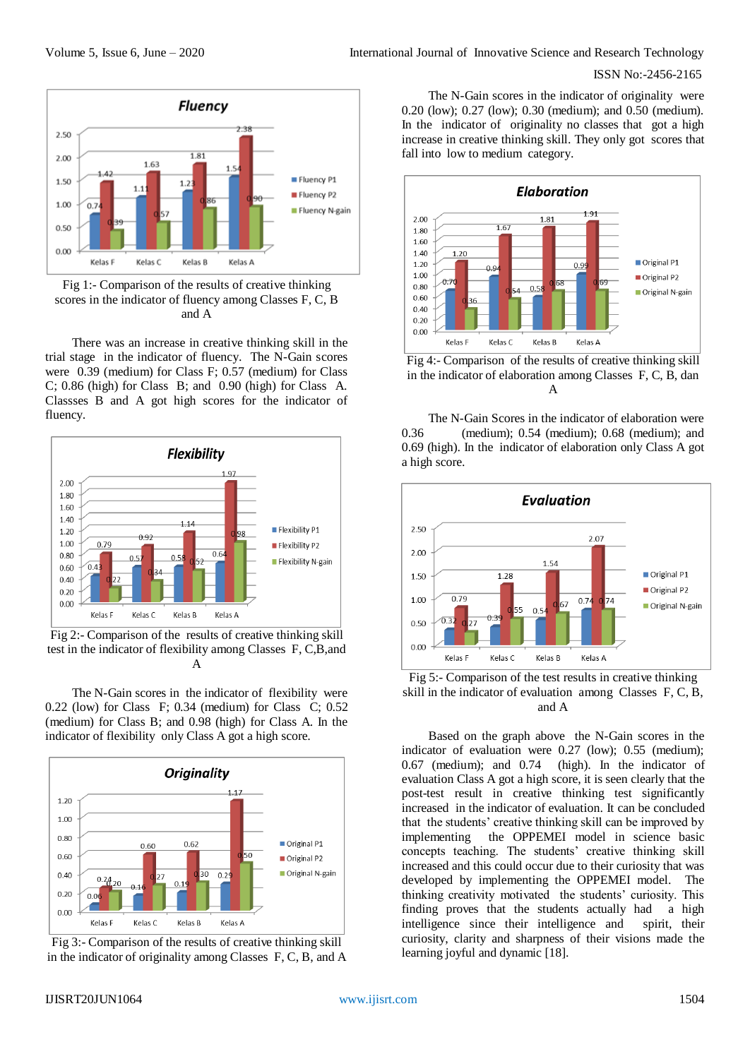Fig 1:- Comparison of the results of creative thinking scores in the indicator of fluency among Classes F, C, B and A

There was an increase in creative thinking skill in the trial stage in the indicator of fluency. The N-Gain scores were 0.39 (medium) for Class F; 0.57 (medium) for Class C; 0.86 (high) for Class B; and 0.90 (high) for Class A. Classses B and A got high scores for the indicator of fluency.

Fig 2:- Comparison of the results of creative thinking skill test in the indicator of flexibility among Classes F, C,B,and A

The N-Gain scores in the indicator of flexibility were 0.22 (low) for Class F; 0.34 (medium) for Class C; 0.52 (medium) for Class B; and 0.98 (high) for Class A. In the indicator of flexibility only Class A got a high score.

Fig 3:- Comparison of the results of creative thinking skill in the indicator of originality among Classes F, C, B, and A

The N-Gain scores in the indicator of originality were 0.20 (low); 0.27 (low); 0.30 (medium); and 0.50 (medium). In the indicator of originality no classes that got a high increase in creative thinking skill. They only got scores that fall into low to medium category.

Fig 4:- Comparison of the results of creative thinking skill in the indicator of elaboration among Classes F, C, B, dan A

The N-Gain Scores in the indicator of elaboration were 0.36 (medium); 0.54 (medium); 0.68 (medium); and 0.69 (high). In the indicator of elaboration only Class A got a high score.

Fig 5:- Comparison of the test results in creative thinking skill in the indicator of evaluation among Classes F, C, B, and A

Based on the graph above the N-Gain scores in the indicator of evaluation were 0.27 (low); 0.55 (medium); 0.67 (medium); and 0.74 (high). In the indicator of evaluation Class A got a high score, it is seen clearly that the post-test result in creative thinking test significantly increased in the indicator of evaluation. It can be concluded that the students' creative thinking skill can be improved by implementing the OPPEMEI model in science basic concepts teaching. The students' creative thinking skill increased and this could occur due to their curiosity that was developed by implementing the OPPEMEI model. The thinking creativity motivated the students' curiosity. This finding proves that the students actually had a high intelligence since their intelligence and spirit, their curiosity, clarity and sharpness of their visions made the learning joyful and dynamic [18].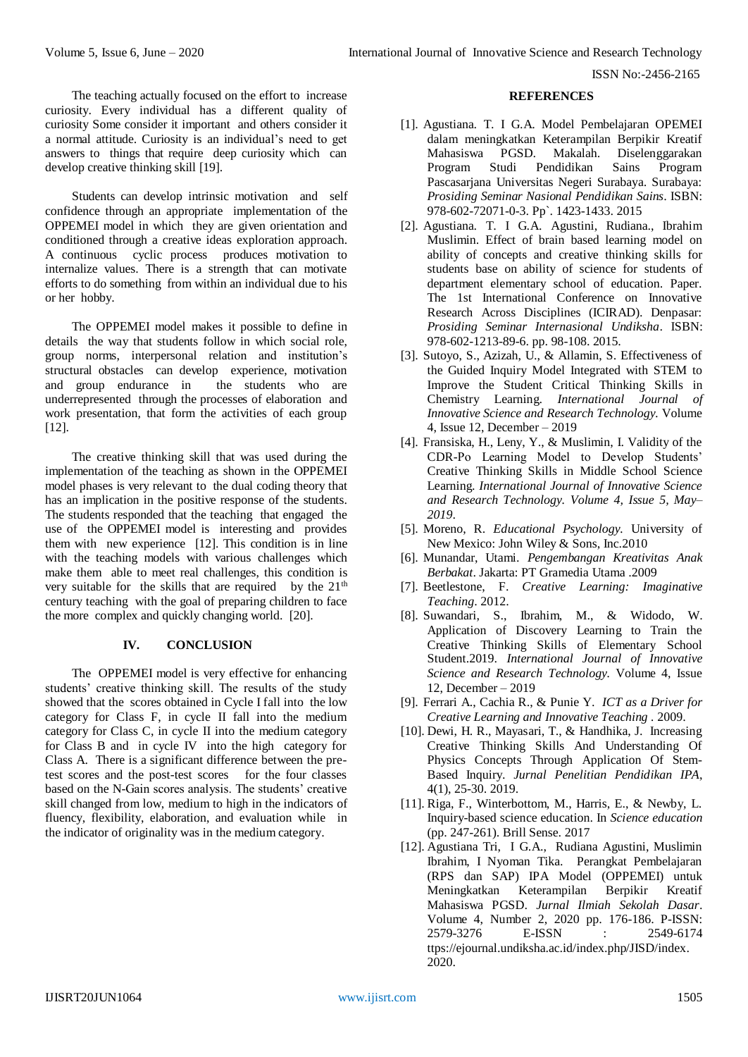The teaching actually focused on the effort to increase curiosity. Every individual has a different quality of curiosity Some consider it important and others consider it a normal attitude. Curiosity is an individual's need to get answers to things that require deep curiosity which can develop creative thinking skill [19].

Students can develop intrinsic motivation and self confidence through an appropriate implementation of the OPPEMEI model in which they are given orientation and conditioned through a creative ideas exploration approach. A continuous cyclic process produces motivation to internalize values. There is a strength that can motivate efforts to do something from within an individual due to his or her hobby.

The OPPEMEI model makes it possible to define in details the way that students follow in which social role, group norms, interpersonal relation and institution's structural obstacles can develop experience, motivation and group endurance in the students who are underrepresented through the processes of elaboration and work presentation, that form the activities of each group [12].

The creative thinking skill that was used during the implementation of the teaching as shown in the OPPEMEI model phases is very relevant to the dual coding theory that has an implication in the positive response of the students. The students responded that the teaching that engaged the use of the OPPEMEI model is interesting and provides them with new experience [12]. This condition is in line with the teaching models with various challenges which make them able to meet real challenges, this condition is very suitable for the skills that are required by the 21th century teaching with the goal of preparing children to face the more complex and quickly changing world. [20].

## IV. CONCLUSION

The OPPEMEI model is very effective for enhancing students' creative thinking skill. The results of the study showed that the scores obtained in Cycle I fall into the low category for Class F, in cycle II fall into the medium category for Class C, in cycle II into the medium category for Class B and in cycle IV into the high category for Class A. There is a significant difference between the pre-test scores and the post-test scores for the four classes based on the N-Gain scores analysis. The students' creative skill changed from low, medium to high in the indicators of fluency, flexibility, elaboration, and evaluation while in the indicator of originality was in the medium category.

## REFERENCES

[1]. Agustiana. T. I G.A. Model Pembelajaran OPEMEI dalam meningkatkan Keterampilan Berpikir Kreatif Mahasiswa PGSD. Makalah. Diselenggarakan Program Studi Pendidikan Sains Program Pascasarjana Universitas Negeri Surabaya. Surabaya: *Prosiding Seminar Nasional Pendidikan Sains*. ISBN: 978-602-72071-0-3. Pp`. 1423-1433. 2015

[2]. Agustiana. T. I G.A. Agustini, Rudiana., Ibrahim Muslimin. Effect of brain based learning model on ability of concepts and creative thinking skills for students base on ability of science for students of department elementary school of education. Paper. The 1st International Conference on Innovative Research Across Disciplines (ICIRAD). Denpasar: *Prosiding Seminar Internasional Undiksha*. ISBN: 978-602-1213-89-6. pp. 98-108. 2015.

[3]. Sutoyo, S., Azizah, U., & Allamin, S. Effectiveness of the Guided Inquiry Model Integrated with STEM to Improve the Student Critical Thinking Skills in Chemistry Learning. *International Journal of Innovative Science and Research Technology.* Volume 4, Issue 12, December – 2019

[4]. Fransiska, H., Leny, Y., & Muslimin, I. Validity of the CDR-Po Learning Model to Develop Students' Creative Thinking Skills in Middle School Science Learning. *International Journal of Innovative Science and Research Technology. Volume 4, Issue 5, May–2019*.

[5]. Moreno, R. *Educational Psychology.* University of New Mexico: John Wiley & Sons, Inc.2010

[6]. Munandar, Utami. *Pengembangan Kreativitas Anak Berbakat*. Jakarta: PT Gramedia Utama .2009

[7]. Beetlestone, F. *Creative Learning: Imaginative Teaching*. 2012.

[8]. Suwandari, S., Ibrahim, M., & Widodo, W. Application of Discovery Learning to Train the Creative Thinking Skills of Elementary School Student.2019. *International Journal of Innovative Science and Research Technology.* Volume 4, Issue 12, December – 2019

[9]. Ferrari A., Cachia R., & Punie Y. *ICT as a Driver for Creative Learning and Innovative Teaching* . 2009.

[10]. Dewi, H. R., Mayasari, T., & Handhika, J. Increasing Creative Thinking Skills And Understanding Of Physics Concepts Through Application Of Stem-Based Inquiry. *Jurnal Penelitian Pendidikan IPA*, 4(1), 25-30. 2019.

[11]. Riga, F., Winterbottom, M., Harris, E., & Newby, L. Inquiry-based science education. In *Science education* (pp. 247-261). Brill Sense. 2017

[12]. Agustiana Tri, I G.A., Rudiana Agustini, Muslimin Ibrahim, I Nyoman Tika. Perangkat Pembelajaran (RPS dan SAP) IPA Model (OPPEMEI) untuk Meningkatkan Keterampilan Berpikir Kreatif Mahasiswa PGSD. *Jurnal Ilmiah Sekolah Dasar*. Volume 4, Number 2, 2020 pp. 176-186. P-ISSN: 2579-3276 E-ISSN : 2549-6174 ttps://ejournal.undiksha.ac.id/index.php/JISD/index. 2020.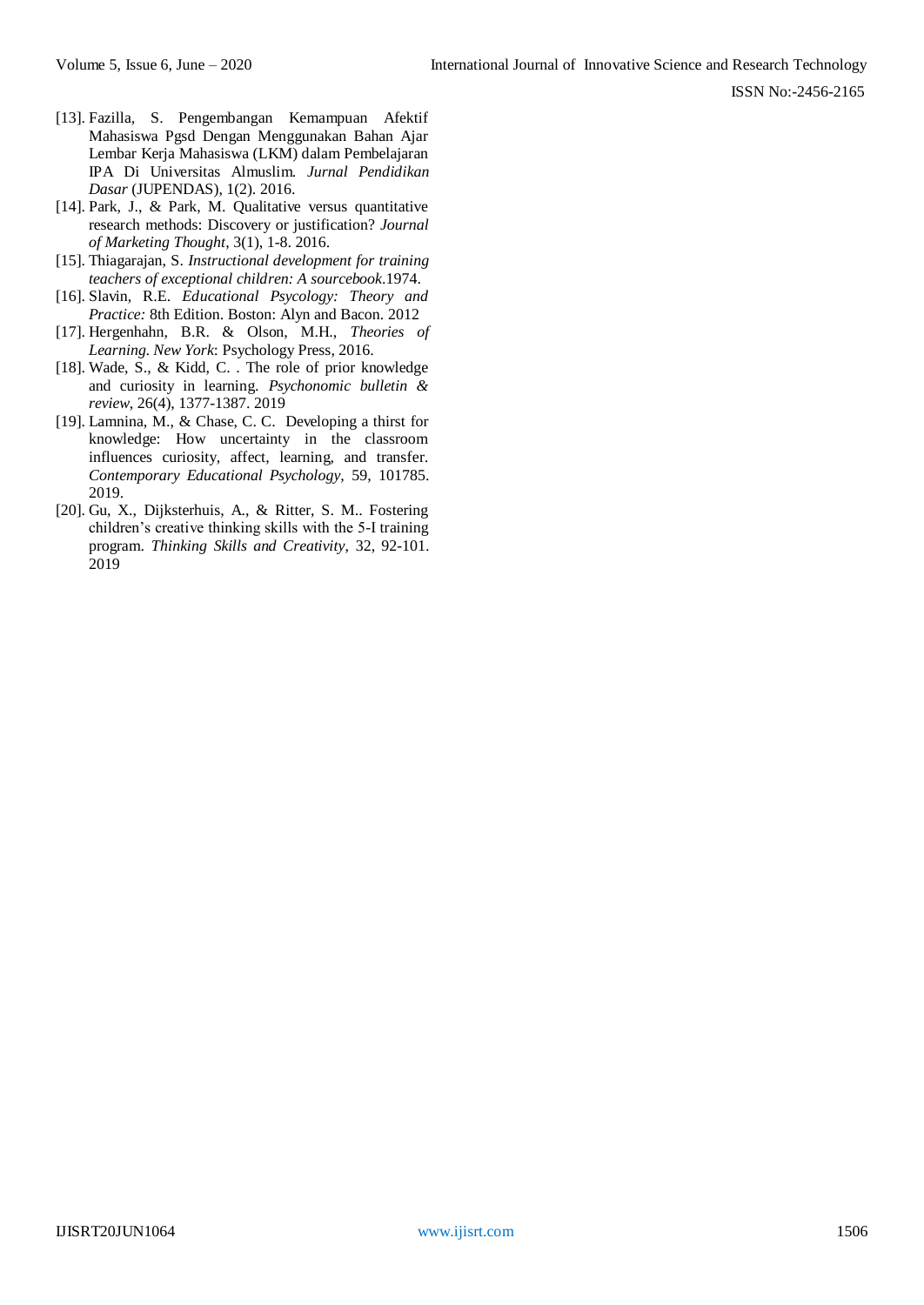[13]. Fazilla, S. Pengembangan Kemampuan Afektif Mahasiswa Pgsd Dengan Menggunakan Bahan Ajar Lembar Kerja Mahasiswa (LKM) dalam Pembelajaran IPA Di Universitas Almuslim. *Jurnal Pendidikan Dasar* (JUPENDAS), 1(2). 2016.

[14]. Park, J., & Park, M. Qualitative versus quantitative research methods: Discovery or justification? *Journal of Marketing Thought*, 3(1), 1-8. 2016.

[15]. Thiagarajan, S. *Instructional development for training teachers of exceptional children: A sourcebook*.1974.

[16]. Slavin, R.E. *Educational Psycology: Theory and Practice:* 8th Edition. Boston: Alyn and Bacon. 2012

[17]. Hergenhahn, B.R. & Olson, M.H., *Theories of Learning. New York*: Psychology Press, 2016.

[18]. Wade, S., & Kidd, C. . The role of prior knowledge and curiosity in learning. *Psychonomic bulletin & review*, 26(4), 1377-1387. 2019

[19]. Lamnina, M., & Chase, C. C. Developing a thirst for knowledge: How uncertainty in the classroom influences curiosity, affect, learning, and transfer. *Contemporary Educational Psychology,* 59, 101785. 2019.

[20]. Gu, X., Dijksterhuis, A., & Ritter, S. M.. Fostering children's creative thinking skills with the 5-I training program. *Thinking Skills and Creativity,* 32, 92-101. 2019